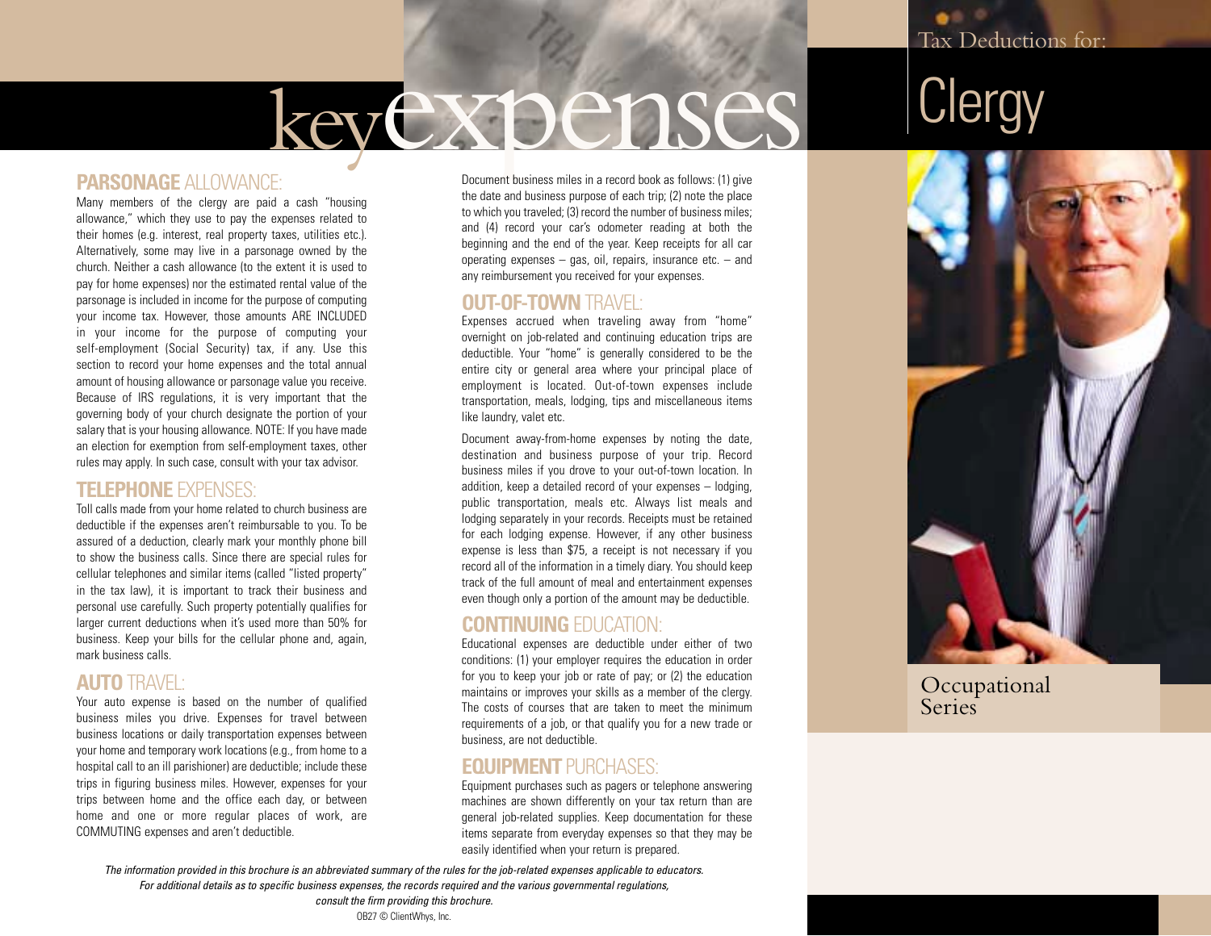Tax Deductions for:

# Clergy

Occupational Series

## key expenses

### PARSONAGE ALLOWANCE:

Many members of the clergy are paid a cash "housing allowance," which they use to pay the expenses related to their homes (e.g. interest, real property taxes, utilities etc.). Alternatively, some may live in a parsonage owned by the church. Neither a cash allowance (to the extent it is used to pay for home expenses) nor the estimated rental value of the parsonage is included in income for the purpose of computing your income tax. However, those amounts ARE INCLUDED in your income for the purpose of computing your self-employment (Social Security) tax, if any. Use this section to record your home expenses and the total annual amount of housing allowance or parsonage value you receive. Because of IRS regulations, it is very important that the governing body of your church designate the portion of your salary that is your housing allowance. NOTE: If you have made an election for exemption from self-employment taxes, other rules may apply. In such case, consult with your tax advisor.

### TELEPHONE EXPENSES:

Toll calls made from your home related to church business are deductible if the expenses aren't reimbursable to you. To be assured of a deduction, clearly mark your monthly phone bill to show the business calls. Since there are special rules for cellular telephones and similar items (called "listed property" in the tax law), it is important to track their business and personal use carefully. Such property potentially qualifies for larger current deductions when it's used more than 50% for business. Keep your bills for the cellular phone and, again, mark business calls.

### AUTO TRAVEL:

Your auto expense is based on the number of qualified business miles you drive. Expenses for travel between business locations or daily transportation expenses between your home and temporary work locations (e.g., from home to a hospital call to an ill parishioner) are deductible; include these trips in figuring business miles. However, expenses for your trips between home and the office each day, or between home and one or more regular places of work, are COMMUTING expenses and aren't deductible.

Document business miles in a record book as follows: (1) give the date and business purpose of each trip; (2) note the place to which you traveled; (3) record the number of business miles; and (4) record your car's odometer reading at both the beginning and the end of the year. Keep receipts for all car operating expenses – gas, oil, repairs, insurance etc. – and any reimbursement you received for your expenses.

### OUT-OF-TOWN TRAVEL:

Expenses accrued when traveling away from "home" overnight on job-related and continuing education trips are deductible. Your "home" is generally considered to be the entire city or general area where your principal place of employment is located. Out-of-town expenses include transportation, meals, lodging, tips and miscellaneous items like laundry, valet etc.

Document away-from-home expenses by noting the date, destination and business purpose of your trip. Record business miles if you drove to your out-of-town location. In addition, keep a detailed record of your expenses – lodging, public transportation, meals etc. Always list meals and lodging separately in your records. Receipts must be retained for each lodging expense. However, if any other business expense is less than $75, a receipt is not necessary if you record all of the information in a timely diary. You should keep track of the full amount of meal and entertainment expenses even though only a portion of the amount may be deductible.

### CONTINUING EDUCATION:

Educational expenses are deductible under either of two conditions: (1) your employer requires the education in order for you to keep your job or rate of pay; or (2) the education maintains or improves your skills as a member of the clergy. The costs of courses that are taken to meet the minimum requirements of a job, or that qualify you for a new trade or business, are not deductible.

### EQUIPMENT PURCHASES:

Equipment purchases such as pagers or telephone answering machines are shown differently on your tax return than are general job-related supplies. Keep documentation for these items separate from everyday expenses so that they may be easily identified when your return is prepared.

*The information provided in this brochure is an abbreviated summary of the rules for the job-related expenses applicable to educators. For additional details as to specific business expenses, the records required and the various governmental regulations, consult the firm providing this brochure.*

OB27 © ClientWhys, Inc.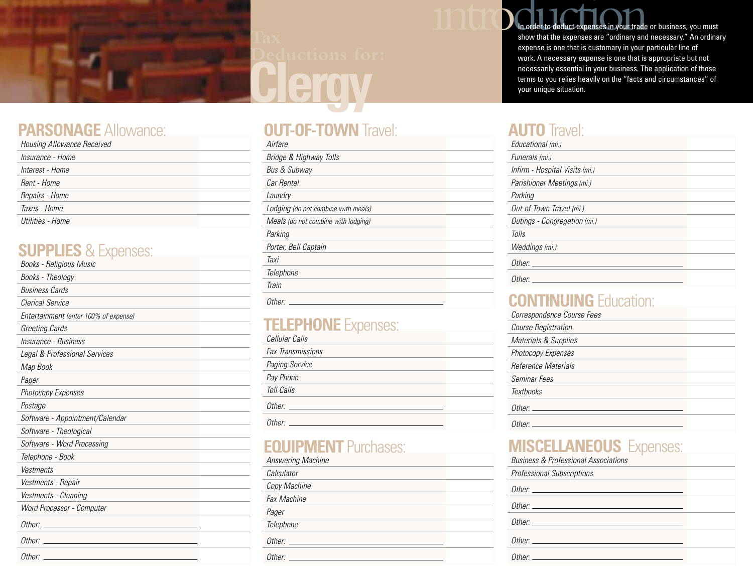# Tax Deductions for: Clergy

## introduction

In order to deduct expenses in your trade or business, you must show that the expenses are "ordinary and necessary." An ordinary expense is one that is customary in your particular line of work. A necessary expense is one that is appropriate but not necessarily essential in your business. The application of these terms to you relies heavily on the "facts and circumstances" of your unique situation.

## PARSONAGE Allowance:

| | |
|---|---|
| *Housing Allowance Received* | |
| *Insurance - Home* | |
| *Interest - Home* | |
| *Rent - Home* | |
| *Repairs - Home* | |
| *Taxes - Home* | |
| *Utilities - Home* | |

## SUPPLIES & Expenses:

| | |
|---|---|
| *Books - Religious Music* | |
| *Books - Theology* | |
| *Business Cards* | |
| *Clerical Service* | |
| *Entertainment (enter 100% of expense)* | |
| *Greeting Cards* | |
| *Insurance - Business* | |
| *Legal & Professional Services* | |
| *Map Book* | |
| *Pager* | |
| *Photocopy Expenses* | |
| *Postage* | |
| *Software - Appointment/Calendar* | |
| *Software - Theological* | |
| *Software - Word Processing* | |
| *Telephone - Book* | |
| *Vestments* | |
| *Vestments - Repair* | |
| *Vestments - Cleaning* | |
| *Word Processor - Computer* | |
| *Other: ____________* | |
| *Other: ____________* | |
| *Other: ____________* | |

## OUT-OF-TOWN Travel:

| | |
|---|---|
| *Airfare* | |
| *Bridge & Highway Tolls* | |
| *Bus & Subway* | |
| *Car Rental* | |
| *Laundry* | |
| *Lodging (do not combine with meals)* | |
| *Meals (do not combine with lodging)* | |
| *Parking* | |
| *Porter, Bell Captain* | |
| *Taxi* | |
| *Telephone* | |
| *Train* | |
| *Other: ____________* | |

## TELEPHONE Expenses:

| | |
|---|---|
| *Cellular Calls* | |
| *Fax Transmissions* | |
| *Paging Service* | |
| *Pay Phone* | |
| *Toll Calls* | |
| *Other: ____________* | |
| *Other: ____________* | |

## EQUIPMENT Purchases:

| | |
|---|---|
| *Answering Machine* | |
| *Calculator* | |
| *Copy Machine* | |
| *Fax Machine* | |
| *Pager* | |
| *Telephone* | |
| *Other: ____________* | |
| *Other: ____________* | |

## AUTO Travel:

| | |
|---|---|
| *Educational (mi.)* | |
| *Funerals (mi.)* | |
| *Infirm - Hospital Visits (mi.)* | |
| *Parishioner Meetings (mi.)* | |
| *Parking* | |
| *Out-of-Town Travel (mi.)* | |
| *Outings - Congregation (mi.)* | |
| *Tolls* | |
| *Weddings (mi.)* | |
| *Other: ____________* | |
| *Other: ____________* | |

## CONTINUING Education:

| | |
|---|---|
| *Correspondence Course Fees* | |
| *Course Registration* | |
| *Materials & Supplies* | |
| *Photocopy Expenses* | |
| *Reference Materials* | |
| *Seminar Fees* | |
| *Textbooks* | |
| *Other: ____________* | |
| *Other: ____________* | |

## MISCELLANEOUS Expenses:

| | |
|---|---|
| *Business & Professional Associations* | |
| *Professional Subscriptions* | |
| *Other: ____________* | |
| *Other: ____________* | |
| *Other: ____________* | |
| *Other: ____________* | |
| *Other: ____________* | |